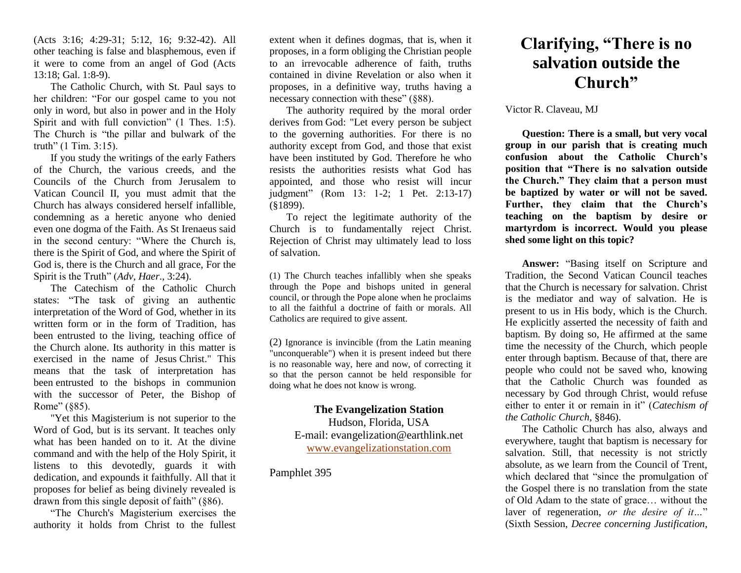(Acts 3:16; 4:29-31; 5:12, 16; 9:32-42). All other teaching is false and blasphemous, even if it were to come from an angel of God (Acts 13:18; Gal. 1:8-9).

The Catholic Church, with St. Paul says to her children: "For our gospel came to you not only in word, but also in power and in the Holy Spirit and with full conviction" (1 Thes. 1:5). The Church is "the pillar and bulwark of the truth" (1 Tim. 3:15).

If you study the writings of the early Fathers of the Church, the various creeds, and the Councils of the Church from Jerusalem to Vatican Council II, you must admit that the Church has always considered herself infallible, condemning as a heretic anyone who denied even one dogma of the Faith. As St Irenaeus said in the second century: "Where the Church is, there is the Spirit of God, and where the Spirit of God is, there is the Church and all grace, For the Spirit is the Truth" (*Adv, Haer*., 3:24).

The Catechism of the Catholic Church states: "The task of giving an authentic interpretation of the Word of God, whether in its written form or in the form of Tradition, has been entrusted to the living, teaching office of the Church alone. Its authority in this matter is exercised in the name of Jesus Christ." This means that the task of interpretation has been entrusted to the bishops in communion with the successor of Peter, the Bishop of Rome" (§85).

"Yet this Magisterium is not superior to the Word of God, but is its servant. It teaches only what has been handed on to it. At the divine command and with the help of the Holy Spirit, it listens to this devotedly, guards it with dedication, and expounds it faithfully. All that it proposes for belief as being divinely revealed is drawn from this single deposit of faith" (§86).

"The Church's Magisterium exercises the authority it holds from Christ to the fullest extent when it defines dogmas, that is, when it proposes, in a form obliging the Christian people to an irrevocable adherence of faith, truths contained in divine Revelation or also when it proposes, in a definitive way, truths having a necessary connection with these" (§88).

The authority required by the moral order derives from God: "Let every person be subject to the governing authorities. For there is no authority except from God, and those that exist have been instituted by God. Therefore he who resists the authorities resists what God has appointed, and those who resist will incur judgment" (Rom 13: 1-2; 1 Pet. 2:13-17) (§1899).

To reject the legitimate authority of the Church is to fundamentally reject Christ. Rejection of Christ may ultimately lead to loss of salvation.

(1) The Church teaches infallibly when she speaks through the Pope and bishops united in general council, or through the Pope alone when he proclaims to all the faithful a doctrine of faith or morals. All Catholics are required to give assent.

(2) Ignorance is invincible (from the Latin meaning "unconquerable") when it is present indeed but there is no reasonable way, here and now, of correcting it so that the person cannot be held responsible for doing what he does not know is wrong.

**The Evangelization Station**
Hudson, Florida, USA
E-mail: evangelization@earthlink.net
www.evangelizationstation.com

Pamphlet 395

# Clarifying, "There is no salvation outside the Church"

Victor R. Claveau, MJ

**Question: There is a small, but very vocal group in our parish that is creating much confusion about the Catholic Church's position that "There is no salvation outside the Church." They claim that a person must be baptized by water or will not be saved. Further, they claim that the Church's teaching on the baptism by desire or martyrdom is incorrect. Would you please shed some light on this topic?**

**Answer:** "Basing itself on Scripture and Tradition, the Second Vatican Council teaches that the Church is necessary for salvation. Christ is the mediator and way of salvation. He is present to us in His body, which is the Church. He explicitly asserted the necessity of faith and baptism. By doing so, He affirmed at the same time the necessity of the Church, which people enter through baptism. Because of that, there are people who could not be saved who, knowing that the Catholic Church was founded as necessary by God through Christ, would refuse either to enter it or remain in it" (*Catechism of the Catholic Church*, §846).

The Catholic Church has also, always and everywhere, taught that baptism is necessary for salvation. Still, that necessity is not strictly absolute, as we learn from the Council of Trent, which declared that "since the promulgation of the Gospel there is no translation from the state of Old Adam to the state of grace… without the laver of regeneration, *or the desire of it…*" (Sixth Session, *Decree concerning Justification*,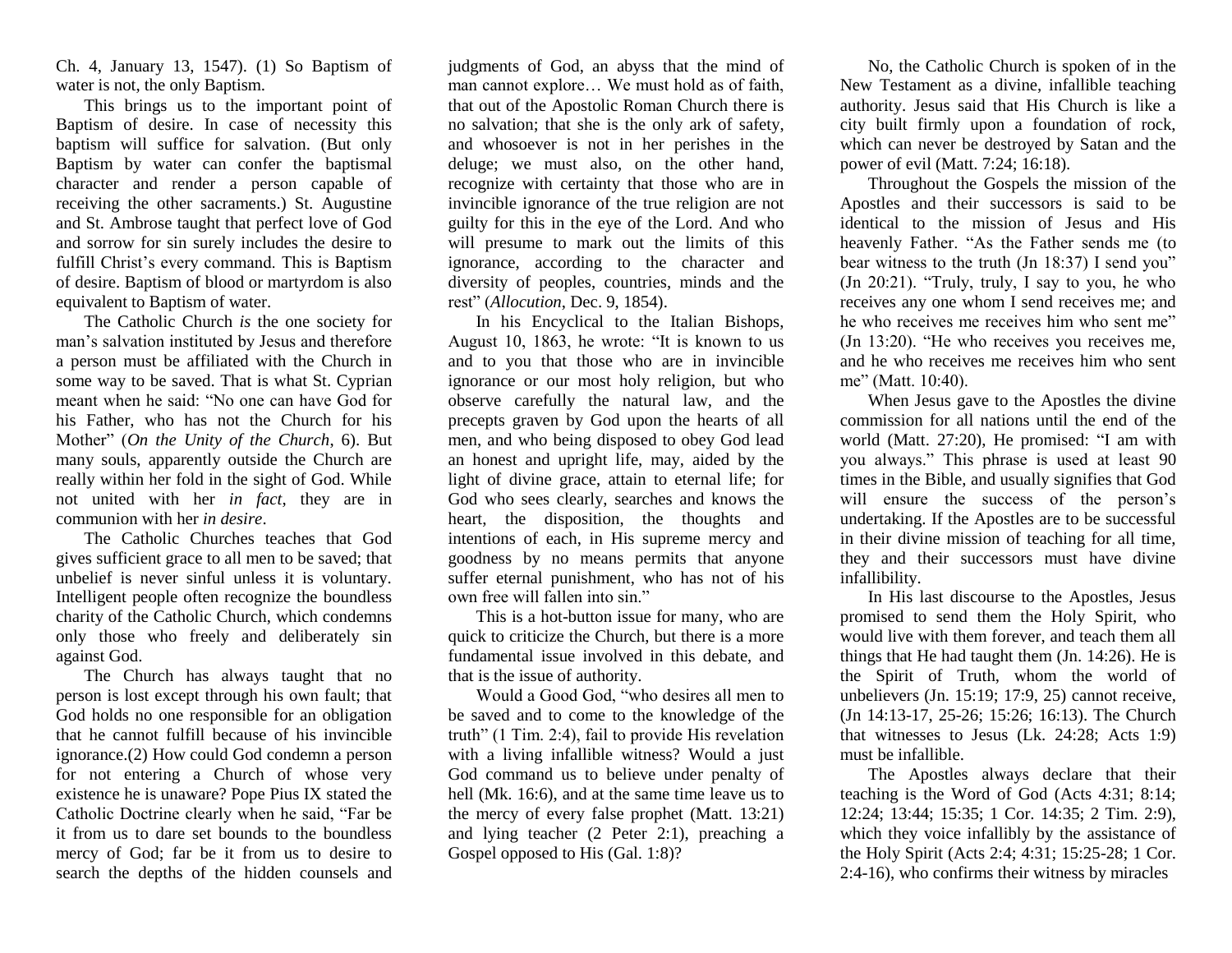Ch. 4, January 13, 1547). (1) So Baptism of water is not, the only Baptism.

This brings us to the important point of Baptism of desire. In case of necessity this baptism will suffice for salvation. (But only Baptism by water can confer the baptismal character and render a person capable of receiving the other sacraments.) St. Augustine and St. Ambrose taught that perfect love of God and sorrow for sin surely includes the desire to fulfill Christ's every command. This is Baptism of desire. Baptism of blood or martyrdom is also equivalent to Baptism of water.

The Catholic Church *is* the one society for man's salvation instituted by Jesus and therefore a person must be affiliated with the Church in some way to be saved. That is what St. Cyprian meant when he said: "No one can have God for his Father, who has not the Church for his Mother" (*On the Unity of the Church*, 6). But many souls, apparently outside the Church are really within her fold in the sight of God. While not united with her *in fact*, they are in communion with her *in desire*.

The Catholic Churches teaches that God gives sufficient grace to all men to be saved; that unbelief is never sinful unless it is voluntary. Intelligent people often recognize the boundless charity of the Catholic Church, which condemns only those who freely and deliberately sin against God.

The Church has always taught that no person is lost except through his own fault; that God holds no one responsible for an obligation that he cannot fulfill because of his invincible ignorance.(2) How could God condemn a person for not entering a Church of whose very existence he is unaware? Pope Pius IX stated the Catholic Doctrine clearly when he said, "Far be it from us to dare set bounds to the boundless mercy of God; far be it from us to desire to search the depths of the hidden counsels and judgments of God, an abyss that the mind of man cannot explore… We must hold as of faith, that out of the Apostolic Roman Church there is no salvation; that she is the only ark of safety, and whosoever is not in her perishes in the deluge; we must also, on the other hand, recognize with certainty that those who are in invincible ignorance of the true religion are not guilty for this in the eye of the Lord. And who will presume to mark out the limits of this ignorance, according to the character and diversity of peoples, countries, minds and the rest" (*Allocution*, Dec. 9, 1854).

In his Encyclical to the Italian Bishops, August 10, 1863, he wrote: "It is known to us and to you that those who are in invincible ignorance or our most holy religion, but who observe carefully the natural law, and the precepts graven by God upon the hearts of all men, and who being disposed to obey God lead an honest and upright life, may, aided by the light of divine grace, attain to eternal life; for God who sees clearly, searches and knows the heart, the disposition, the thoughts and intentions of each, in His supreme mercy and goodness by no means permits that anyone suffer eternal punishment, who has not of his own free will fallen into sin."

This is a hot-button issue for many, who are quick to criticize the Church, but there is a more fundamental issue involved in this debate, and that is the issue of authority.

Would a Good God, "who desires all men to be saved and to come to the knowledge of the truth" (1 Tim. 2:4), fail to provide His revelation with a living infallible witness? Would a just God command us to believe under penalty of hell (Mk. 16:6), and at the same time leave us to the mercy of every false prophet (Matt. 13:21) and lying teacher (2 Peter 2:1), preaching a Gospel opposed to His (Gal. 1:8)?

No, the Catholic Church is spoken of in the New Testament as a divine, infallible teaching authority. Jesus said that His Church is like a city built firmly upon a foundation of rock, which can never be destroyed by Satan and the power of evil (Matt. 7:24; 16:18).

Throughout the Gospels the mission of the Apostles and their successors is said to be identical to the mission of Jesus and His heavenly Father. "As the Father sends me (to bear witness to the truth (Jn 18:37) I send you" (Jn 20:21). "Truly, truly, I say to you, he who receives any one whom I send receives me; and he who receives me receives him who sent me" (Jn 13:20). "He who receives you receives me, and he who receives me receives him who sent me" (Matt. 10:40).

When Jesus gave to the Apostles the divine commission for all nations until the end of the world (Matt. 27:20), He promised: "I am with you always." This phrase is used at least 90 times in the Bible, and usually signifies that God will ensure the success of the person's undertaking. If the Apostles are to be successful in their divine mission of teaching for all time, they and their successors must have divine infallibility.

In His last discourse to the Apostles, Jesus promised to send them the Holy Spirit, who would live with them forever, and teach them all things that He had taught them (Jn. 14:26). He is the Spirit of Truth, whom the world of unbelievers (Jn. 15:19; 17:9, 25) cannot receive, (Jn 14:13-17, 25-26; 15:26; 16:13). The Church that witnesses to Jesus (Lk. 24:28; Acts 1:9) must be infallible.

The Apostles always declare that their teaching is the Word of God (Acts 4:31; 8:14; 12:24; 13:44; 15:35; 1 Cor. 14:35; 2 Tim. 2:9), which they voice infallibly by the assistance of the Holy Spirit (Acts 2:4; 4:31; 15:25-28; 1 Cor. 2:4-16), who confirms their witness by miracles